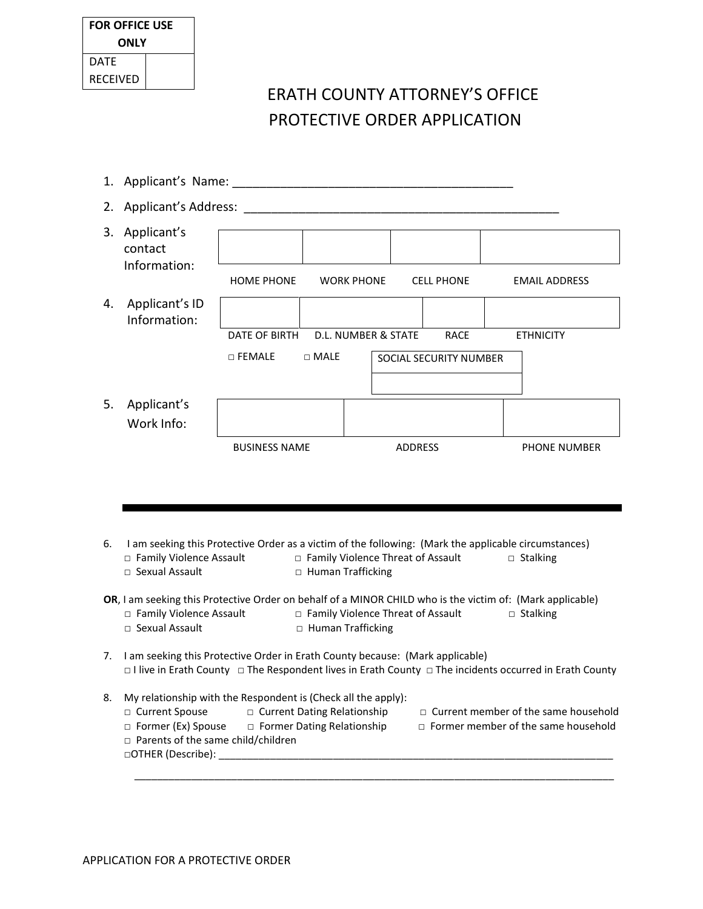| FOR OFFICE USE ONLY | |
|---|---|
| DATE RECEIVED | |

# ERATH COUNTY ATTORNEY'S OFFICE
# PROTECTIVE ORDER APPLICATION

1. Applicant's Name: ___________________________________________
2. Applicant's Address: ________________________________________________
3. Applicant's contact Information:

| | | | |
|---|---|---|---|
| | | | |
| HOME PHONE | WORK PHONE | CELL PHONE | EMAIL ADDRESS |

4. Applicant's ID Information:

| | | | |
|---|---|---|---|
| | | | |
| DATE OF BIRTH | D.L. NUMBER & STATE | RACE | ETHNICITY |

□ FEMALE □ MALE

| SOCIAL SECURITY NUMBER |
|---|
| |

5. Applicant's Work Info:

| | | |
|---|---|---|
| | | |
| BUSINESS NAME | ADDRESS | PHONE NUMBER |

---

6. I am seeking this Protective Order as a victim of the following: (Mark the applicable circumstances)
   □ Family Violence Assault □ Family Violence Threat of Assault □ Stalking
   □ Sexual Assault □ Human Trafficking

**OR**, I am seeking this Protective Order on behalf of a MINOR CHILD who is the victim of: (Mark applicable)
   □ Family Violence Assault □ Family Violence Threat of Assault □ Stalking
   □ Sexual Assault □ Human Trafficking

7. I am seeking this Protective Order in Erath County because: (Mark applicable)
   □ I live in Erath County □ The Respondent lives in Erath County □ The incidents occurred in Erath County

8. My relationship with the Respondent is (Check all the apply):
   □ Current Spouse □ Current Dating Relationship □ Current member of the same household
   □ Former (Ex) Spouse □ Former Dating Relationship □ Former member of the same household
   □ Parents of the same child/children
   □OTHER (Describe): ___________________________________________________________________________
   ___________________________________________________________________________________________

APPLICATION FOR A PROTECTIVE ORDER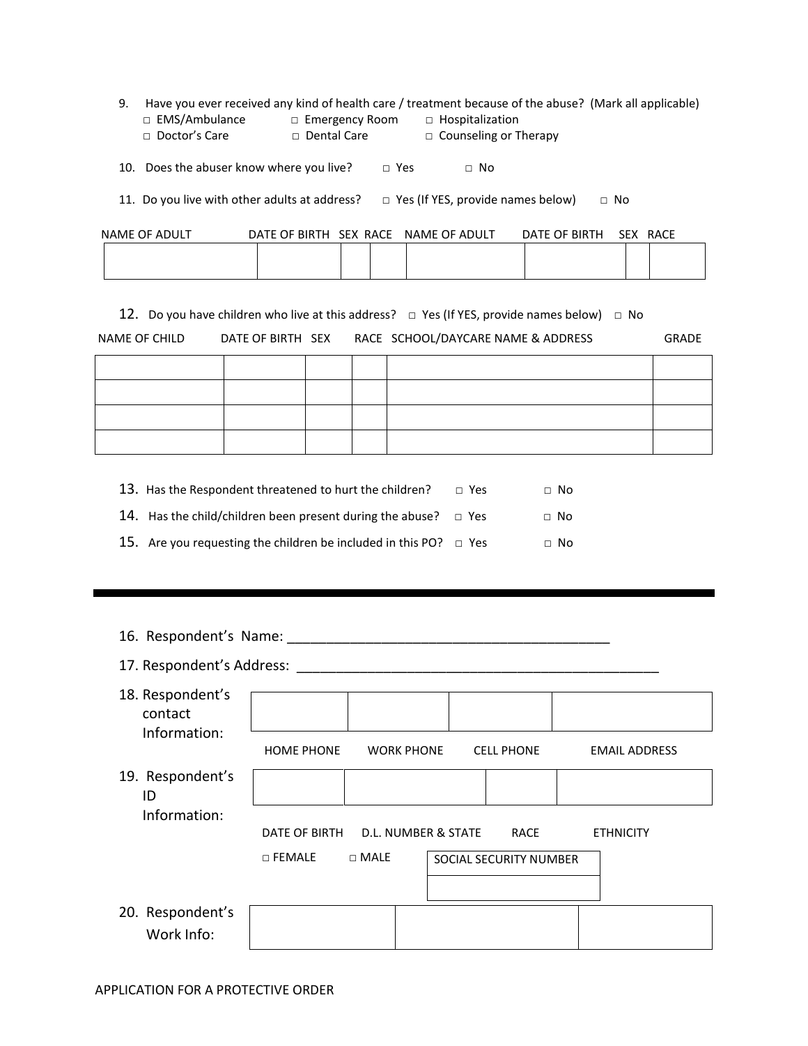9. Have you ever received any kind of health care / treatment because of the abuse? (Mark all applicable)
   □ EMS/Ambulance □ Emergency Room □ Hospitalization
   □ Doctor's Care □ Dental Care □ Counseling or Therapy

10. Does the abuser know where you live? □ Yes □ No

11. Do you live with other adults at address? □ Yes (If YES, provide names below) □ No

| NAME OF ADULT | DATE OF BIRTH | SEX | RACE | NAME OF ADULT | DATE OF BIRTH | SEX | RACE |
|---|---|---|---|---|---|---|---|
| | | | | | | | |

12. Do you have children who live at this address? □ Yes (If YES, provide names below) □ No

| NAME OF CHILD | DATE OF BIRTH | SEX | RACE | SCHOOL/DAYCARE NAME & ADDRESS | GRADE |
|---|---|---|---|---|---|
| | | | | | |
| | | | | | |
| | | | | | |
| | | | | | |

13. Has the Respondent threatened to hurt the children? □ Yes □ No

14. Has the child/children been present during the abuse? □ Yes □ No

15. Are you requesting the children be included in this PO? □ Yes □ No

---

16. Respondent's Name: ___________________________________________

17. Respondent's Address: _______________________________________________

18. Respondent's contact Information:

| HOME PHONE | WORK PHONE | CELL PHONE | EMAIL ADDRESS |
|---|---|---|---|
| | | | |

19. Respondent's ID Information:

| DATE OF BIRTH | D.L. NUMBER & STATE | RACE | ETHNICITY |
|---|---|---|---|
| | | | |

□ FEMALE □ MALE

| SOCIAL SECURITY NUMBER |
|---|
| |

20. Respondent's Work Info:

| | | |
|---|---|---|
| | | |

APPLICATION FOR A PROTECTIVE ORDER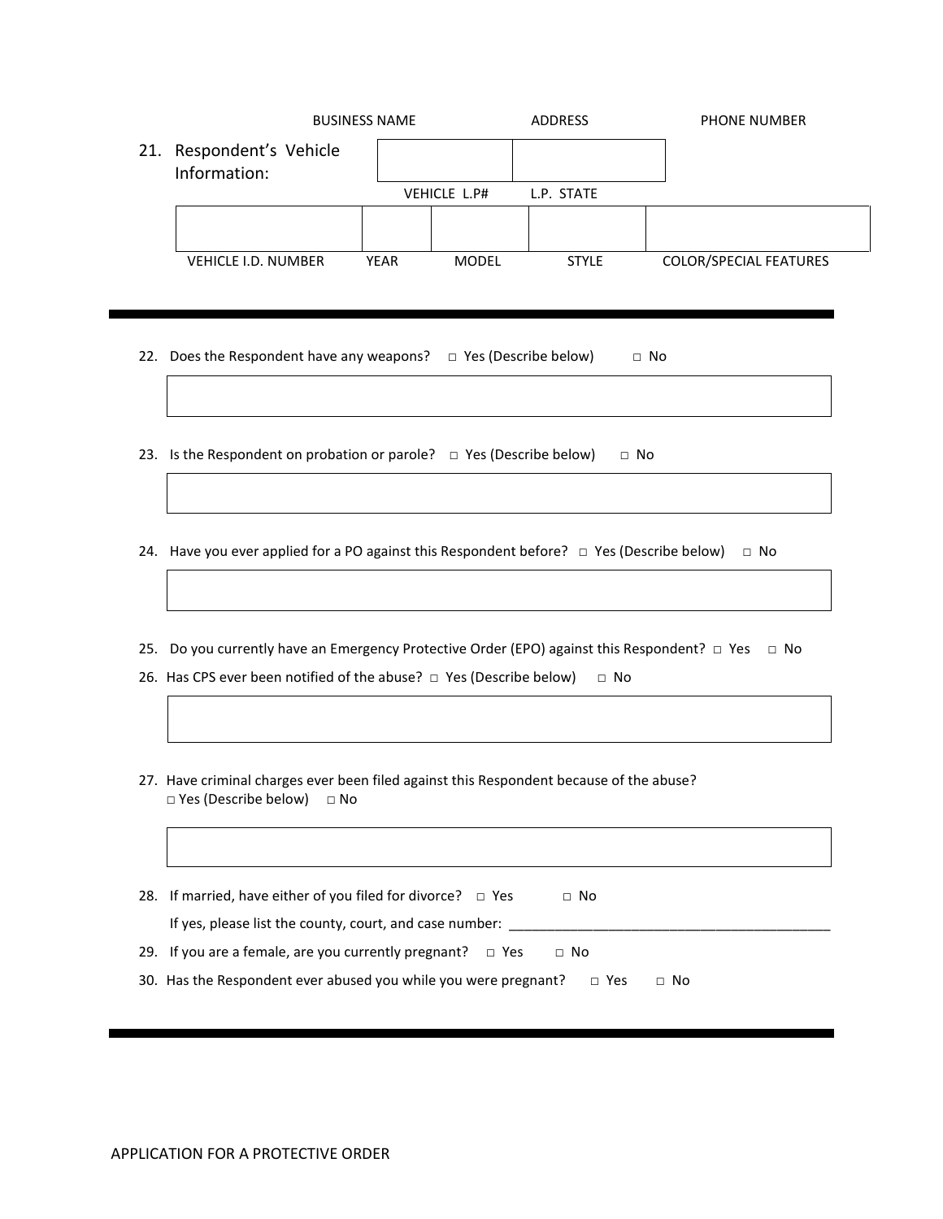| BUSINESS NAME | ADDRESS | PHONE NUMBER |
| --- | --- | --- |
| | | |

21. Respondent's Vehicle Information:

| VEHICLE L.P# | L.P. STATE |
| --- | --- |
| | |

| VEHICLE I.D. NUMBER | YEAR | MODEL | STYLE | COLOR/SPECIAL FEATURES |
| --- | --- | --- | --- | --- |
| | | | | |

---

22. Does the Respondent have any weapons? □ Yes (Describe below) □ No

23. Is the Respondent on probation or parole? □ Yes (Describe below) □ No

24. Have you ever applied for a PO against this Respondent before? □ Yes (Describe below) □ No

25. Do you currently have an Emergency Protective Order (EPO) against this Respondent? □ Yes □ No

26. Has CPS ever been notified of the abuse? □ Yes (Describe below) □ No

27. Have criminal charges ever been filed against this Respondent because of the abuse?
□ Yes (Describe below) □ No

28. If married, have either of you filed for divorce? □ Yes □ No
If yes, please list the county, court, and case number: ___________________________________________

29. If you are a female, are you currently pregnant? □ Yes □ No

30. Has the Respondent ever abused you while you were pregnant? □ Yes □ No

---

APPLICATION FOR A PROTECTIVE ORDER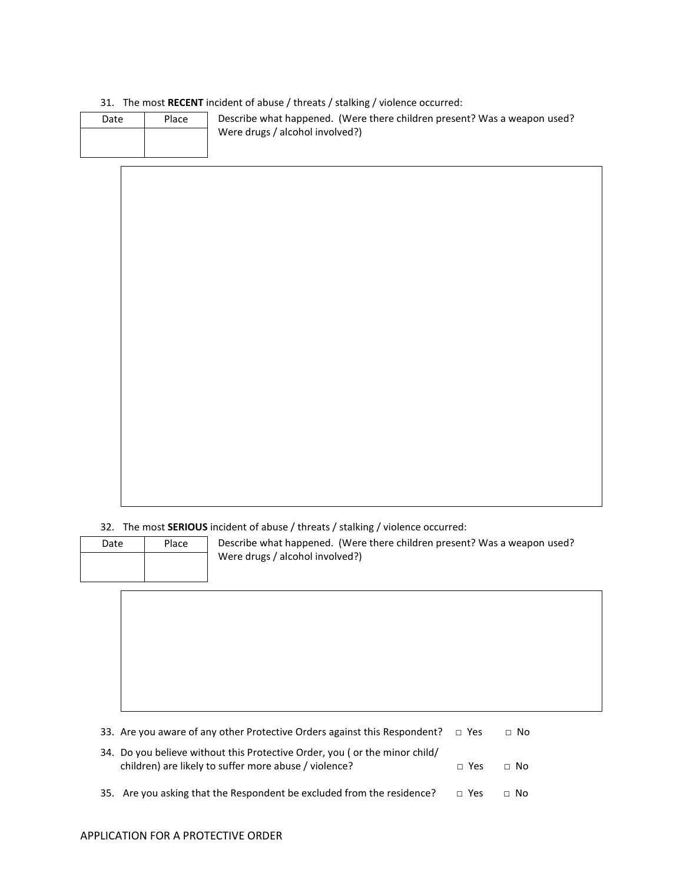31. The most **RECENT** incident of abuse / threats / stalking / violence occurred:

| Date | Place |
|---|---|
| | |

Describe what happened. (Were there children present? Was a weapon used? Were drugs / alcohol involved?)

32. The most **SERIOUS** incident of abuse / threats / stalking / violence occurred:

| Date | Place |
|---|---|
| | |

Describe what happened. (Were there children present? Was a weapon used? Were drugs / alcohol involved?)

33. Are you aware of any other Protective Orders against this Respondent? □ Yes □ No

34. Do you believe without this Protective Order, you ( or the minor child/ children) are likely to suffer more abuse / violence? □ Yes □ No

35. Are you asking that the Respondent be excluded from the residence? □ Yes □ No

APPLICATION FOR A PROTECTIVE ORDER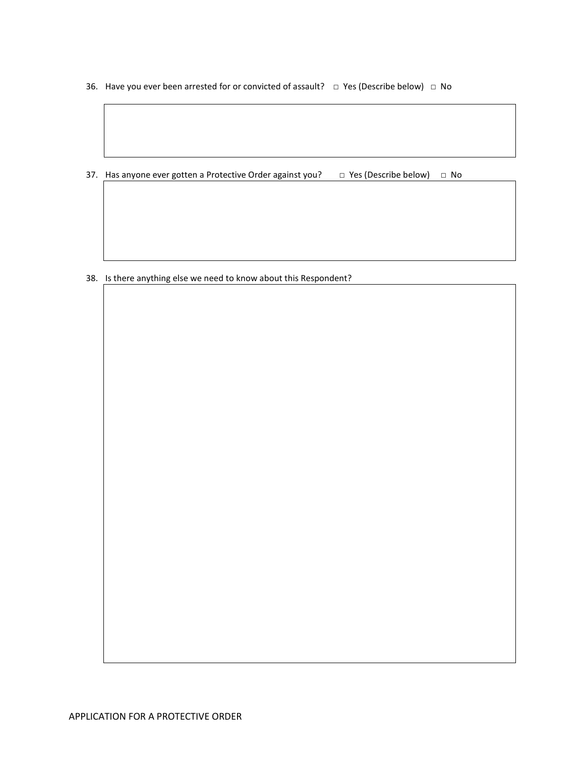36. Have you ever been arrested for or convicted of assault? □ Yes (Describe below) □ No

37. Has anyone ever gotten a Protective Order against you? □ Yes (Describe below) □ No

38. Is there anything else we need to know about this Respondent?